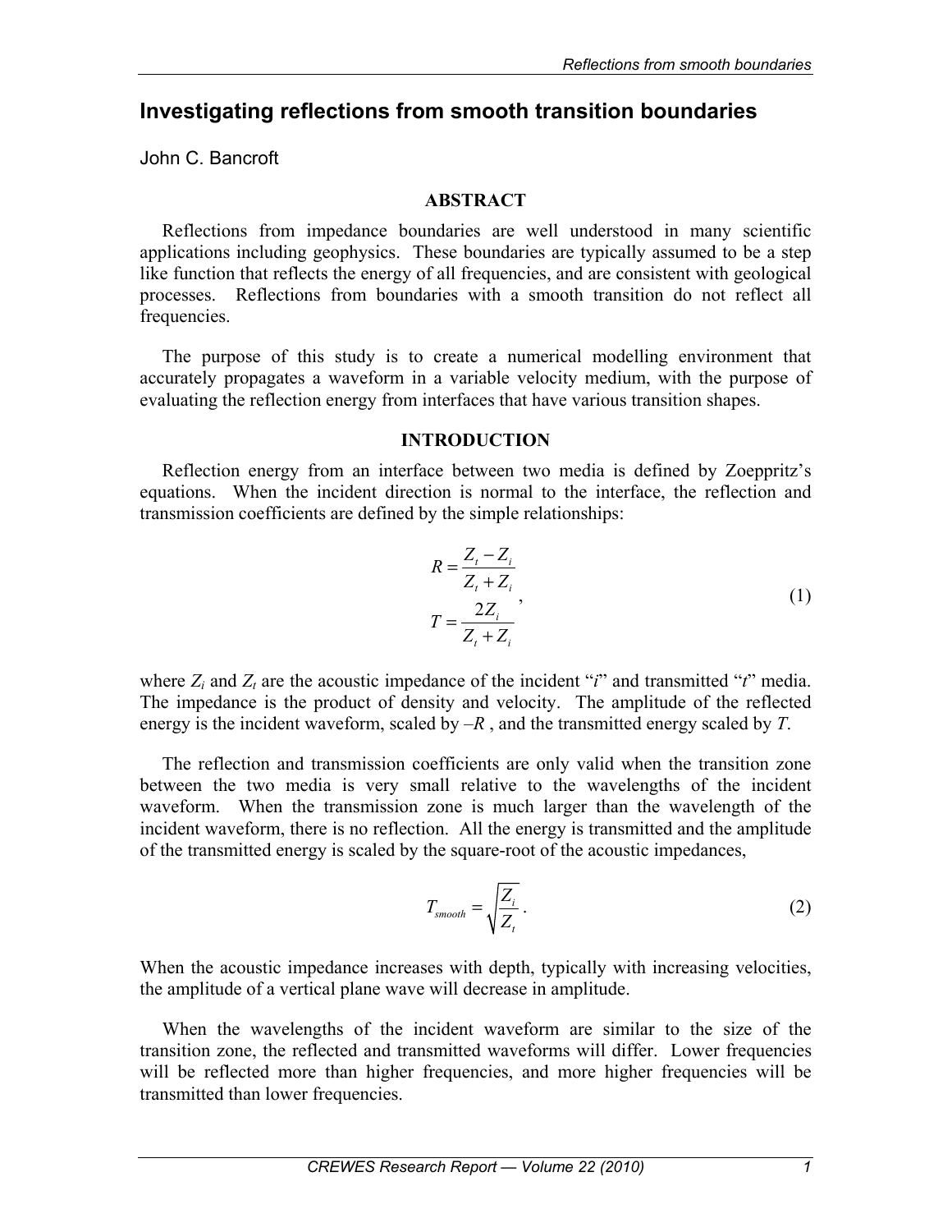# Investigating reflections from smooth transition boundaries

John C. Bancroft

## ABSTRACT

Reflections from impedance boundaries are well understood in many scientific applications including geophysics. These boundaries are typically assumed to be a step like function that reflects the energy of all frequencies, and are consistent with geological processes. Reflections from boundaries with a smooth transition do not reflect all frequencies.

The purpose of this study is to create a numerical modelling environment that accurately propagates a waveform in a variable velocity medium, with the purpose of evaluating the reflection energy from interfaces that have various transition shapes.

## INTRODUCTION

Reflection energy from an interface between two media is defined by Zoeppritz's equations. When the incident direction is normal to the interface, the reflection and transmission coefficients are defined by the simple relationships:

$$
\begin{aligned}
R &= \frac{Z_t - Z_i}{Z_t + Z_i} \\
T &= \frac{2Z_i}{Z_t + Z_i}
\end{aligned}, \tag{1}
$$

where $Z_i$ and $Z_t$ are the acoustic impedance of the incident "*i*" and transmitted "*t*" media. The impedance is the product of density and velocity. The amplitude of the reflected energy is the incident waveform, scaled by $-R$ , and the transmitted energy scaled by $T$.

The reflection and transmission coefficients are only valid when the transition zone between the two media is very small relative to the wavelengths of the incident waveform. When the transmission zone is much larger than the wavelength of the incident waveform, there is no reflection. All the energy is transmitted and the amplitude of the transmitted energy is scaled by the square-root of the acoustic impedances,

$$
T_{smooth} = \sqrt{\frac{Z_i}{Z_t}} . \tag{2}
$$

When the acoustic impedance increases with depth, typically with increasing velocities, the amplitude of a vertical plane wave will decrease in amplitude.

When the wavelengths of the incident waveform are similar to the size of the transition zone, the reflected and transmitted waveforms will differ. Lower frequencies will be reflected more than higher frequencies, and more higher frequencies will be transmitted than lower frequencies.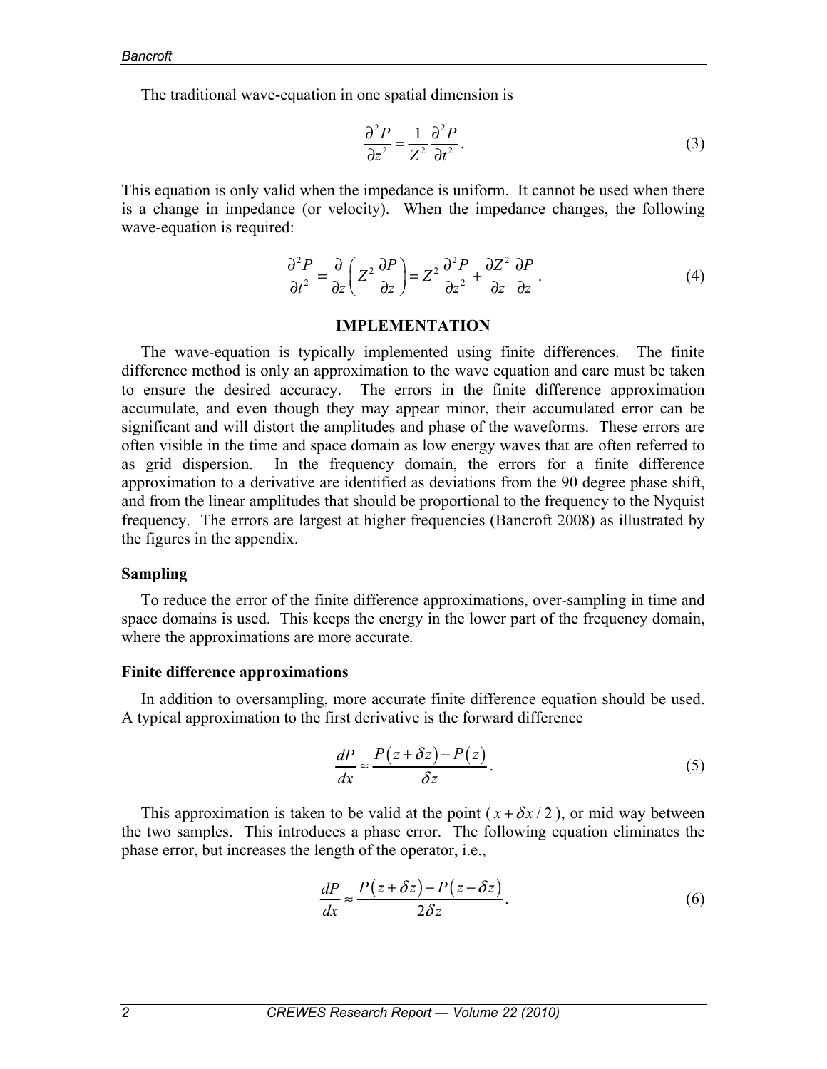The traditional wave-equation in one spatial dimension is

$$\frac{\partial^2 P}{\partial z^2} = \frac{1}{Z^2}\frac{\partial^2 P}{\partial t^2}. \tag{3}$$

This equation is only valid when the impedance is uniform. It cannot be used when there is a change in impedance (or velocity). When the impedance changes, the following wave-equation is required:

$$\frac{\partial^2 P}{\partial t^2} = \frac{\partial}{\partial z}\left(Z^2 \frac{\partial P}{\partial z}\right) = Z^2 \frac{\partial^2 P}{\partial z^2} + \frac{\partial Z^2}{\partial z}\frac{\partial P}{\partial z}. \tag{4}$$

## IMPLEMENTATION

The wave-equation is typically implemented using finite differences. The finite difference method is only an approximation to the wave equation and care must be taken to ensure the desired accuracy. The errors in the finite difference approximation accumulate, and even though they may appear minor, their accumulated error can be significant and will distort the amplitudes and phase of the waveforms. These errors are often visible in the time and space domain as low energy waves that are often referred to as grid dispersion. In the frequency domain, the errors for a finite difference approximation to a derivative are identified as deviations from the 90 degree phase shift, and from the linear amplitudes that should be proportional to the frequency to the Nyquist frequency. The errors are largest at higher frequencies (Bancroft 2008) as illustrated by the figures in the appendix.

### Sampling

To reduce the error of the finite difference approximations, over-sampling in time and space domains is used. This keeps the energy in the lower part of the frequency domain, where the approximations are more accurate.

### Finite difference approximations

In addition to oversampling, more accurate finite difference equation should be used. A typical approximation to the first derivative is the forward difference

$$\frac{dP}{dx} \approx \frac{P(z+\delta z) - P(z)}{\delta z}. \tag{5}$$

This approximation is taken to be valid at the point ($x + \delta x / 2$), or mid way between the two samples. This introduces a phase error. The following equation eliminates the phase error, but increases the length of the operator, i.e.,

$$\frac{dP}{dx} \approx \frac{P(z+\delta z) - P(z-\delta z)}{2\delta z}. \tag{6}$$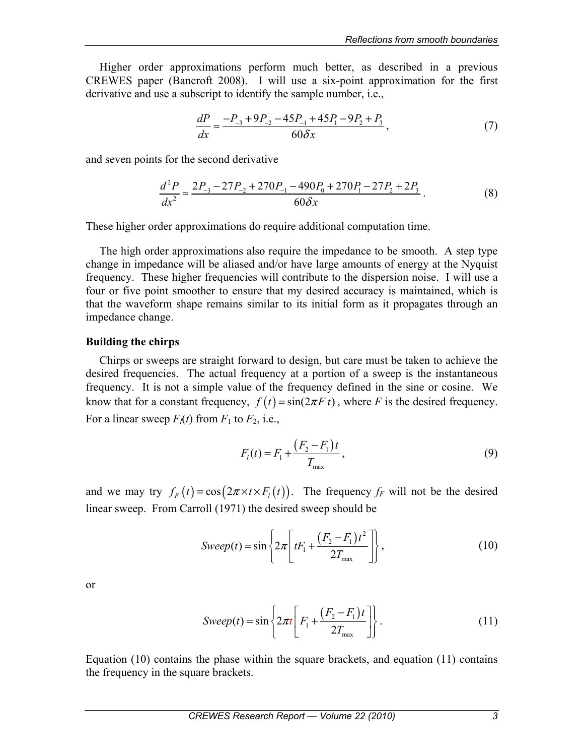Higher order approximations perform much better, as described in a previous CREWES paper (Bancroft 2008). I will use a six-point approximation for the first derivative and use a subscript to identify the sample number, i.e.,

$$\frac{dP}{dx} \approx \frac{-P_{-3} + 9P_{-2} - 45P_{-1} + 45P_1 - 9P_2 + P_3}{60\delta x}, \tag{7}$$

and seven points for the second derivative

$$\frac{d^2P}{dx^2} \approx \frac{2P_{-3} - 27P_{-2} + 270P_{-1} - 490P_0 + 270P_1 - 27P_2 + 2P_3}{60\delta x}. \tag{8}$$

These higher order approximations do require additional computation time.

The high order approximations also require the impedance to be smooth. A step type change in impedance will be aliased and/or have large amounts of energy at the Nyquist frequency. These higher frequencies will contribute to the dispersion noise. I will use a four or five point smoother to ensure that my desired accuracy is maintained, which is that the waveform shape remains similar to its initial form as it propagates through an impedance change.

**Building the chirps**

Chirps or sweeps are straight forward to design, but care must be taken to achieve the desired frequencies. The actual frequency at a portion of a sweep is the instantaneous frequency. It is not a simple value of the frequency defined in the sine or cosine. We know that for a constant frequency, $f(t) = \sin(2\pi F\, t)$, where $F$ is the desired frequency. For a linear sweep $F_l(t)$ from $F_1$ to $F_2$, i.e.,

$$F_l(t) = F_1 + \frac{(F_2 - F_1)t}{T_{\max}}, \tag{9}$$

and we may try $f_F(t) = \cos(2\pi \times t \times F_l(t))$. The frequency $f_F$ will not be the desired linear sweep. From Carroll (1971) the desired sweep should be

$$Sweep(t) = \sin\left\{2\pi\left[tF_1 + \frac{(F_2 - F_1)t^2}{2T_{\max}}\right]\right\}, \tag{10}$$

or

$$Sweep(t) = \sin\left\{2\pi t\left[F_1 + \frac{(F_2 - F_1)t}{2T_{\max}}\right]\right\}. \tag{11}$$

Equation (10) contains the phase within the square brackets, and equation (11) contains the frequency in the square brackets.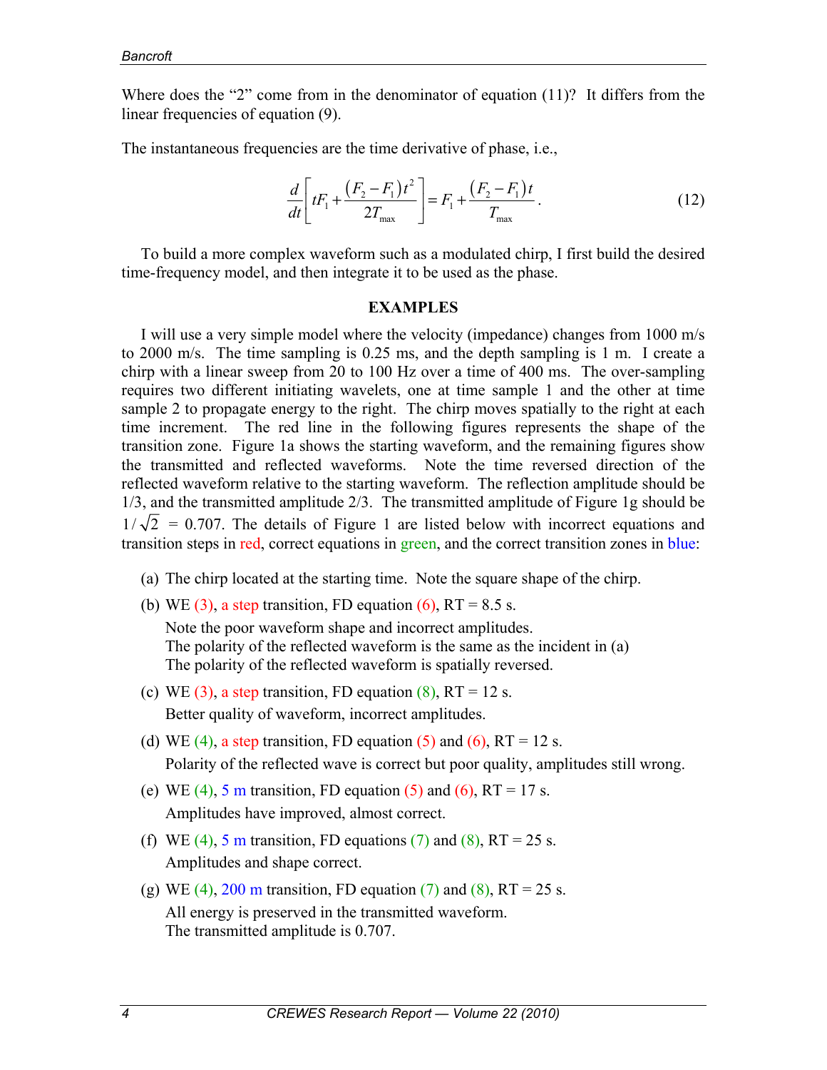Where does the "2" come from in the denominator of equation (11)? It differs from the linear frequencies of equation (9).

The instantaneous frequencies are the time derivative of phase, i.e.,

$$\frac{d}{dt}\left[tF_1 + \frac{(F_2 - F_1)t^2}{2T_{\max}}\right] = F_1 + \frac{(F_2 - F_1)t}{T_{\max}}. \tag{12}$$

To build a more complex waveform such as a modulated chirp, I first build the desired time-frequency model, and then integrate it to be used as the phase.

## EXAMPLES

I will use a very simple model where the velocity (impedance) changes from 1000 m/s to 2000 m/s. The time sampling is 0.25 ms, and the depth sampling is 1 m. I create a chirp with a linear sweep from 20 to 100 Hz over a time of 400 ms. The over-sampling requires two different initiating wavelets, one at time sample 1 and the other at time sample 2 to propagate energy to the right. The chirp moves spatially to the right at each time increment. The red line in the following figures represents the shape of the transition zone. Figure 1a shows the starting waveform, and the remaining figures show the transmitted and reflected waveforms. Note the time reversed direction of the reflected waveform relative to the starting waveform. The reflection amplitude should be 1/3, and the transmitted amplitude 2/3. The transmitted amplitude of Figure 1g should be $1/\sqrt{2}$ = 0.707. The details of Figure 1 are listed below with incorrect equations and transition steps in red, correct equations in green, and the correct transition zones in blue:

(a) The chirp located at the starting time. Note the square shape of the chirp.

(b) WE (3), a step transition, FD equation (6), RT = 8.5 s.
    Note the poor waveform shape and incorrect amplitudes.
    The polarity of the reflected waveform is the same as the incident in (a)
    The polarity of the reflected waveform is spatially reversed.

(c) WE (3), a step transition, FD equation (8), RT = 12 s.
    Better quality of waveform, incorrect amplitudes.

(d) WE (4), a step transition, FD equation (5) and (6), RT = 12 s.
    Polarity of the reflected wave is correct but poor quality, amplitudes still wrong.

(e) WE (4), 5 m transition, FD equation (5) and (6), RT = 17 s.
    Amplitudes have improved, almost correct.

(f) WE (4), 5 m transition, FD equations (7) and (8), RT = 25 s.
    Amplitudes and shape correct.

(g) WE (4), 200 m transition, FD equation (7) and (8), RT = 25 s.
    All energy is preserved in the transmitted waveform.
    The transmitted amplitude is 0.707.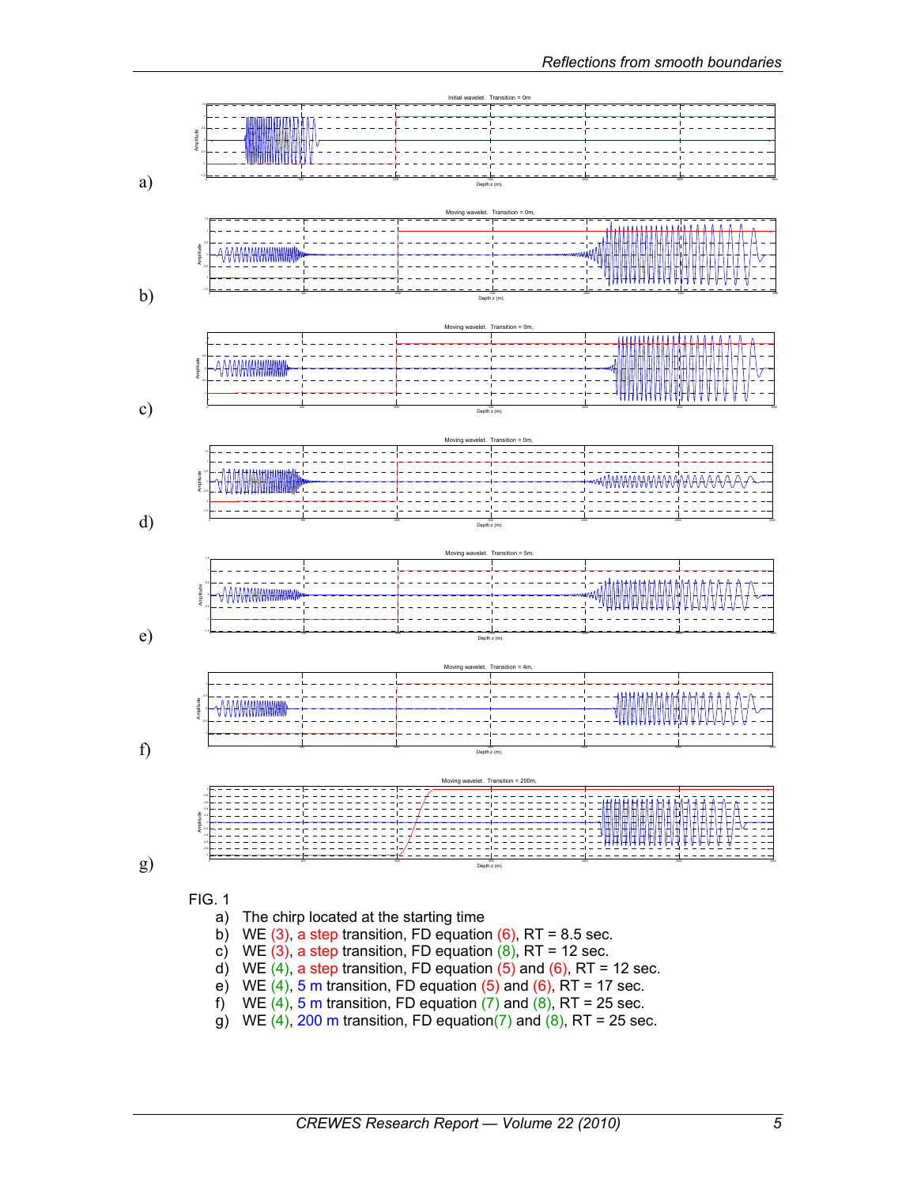FIG. 1

a) The chirp located at the starting time
b) WE (3), a step transition, FD equation (6), RT = 8.5 sec.
c) WE (3), a step transition, FD equation (8), RT = 12 sec.
d) WE (4), a step transition, FD equation (5) and (6), RT = 12 sec.
e) WE (4), 5 m transition, FD equation (5) and (6), RT = 17 sec.
f) WE (4), 5 m transition, FD equation (7) and (8), RT = 25 sec.
g) WE (4), 200 m transition, FD equation(7) and (8), RT = 25 sec.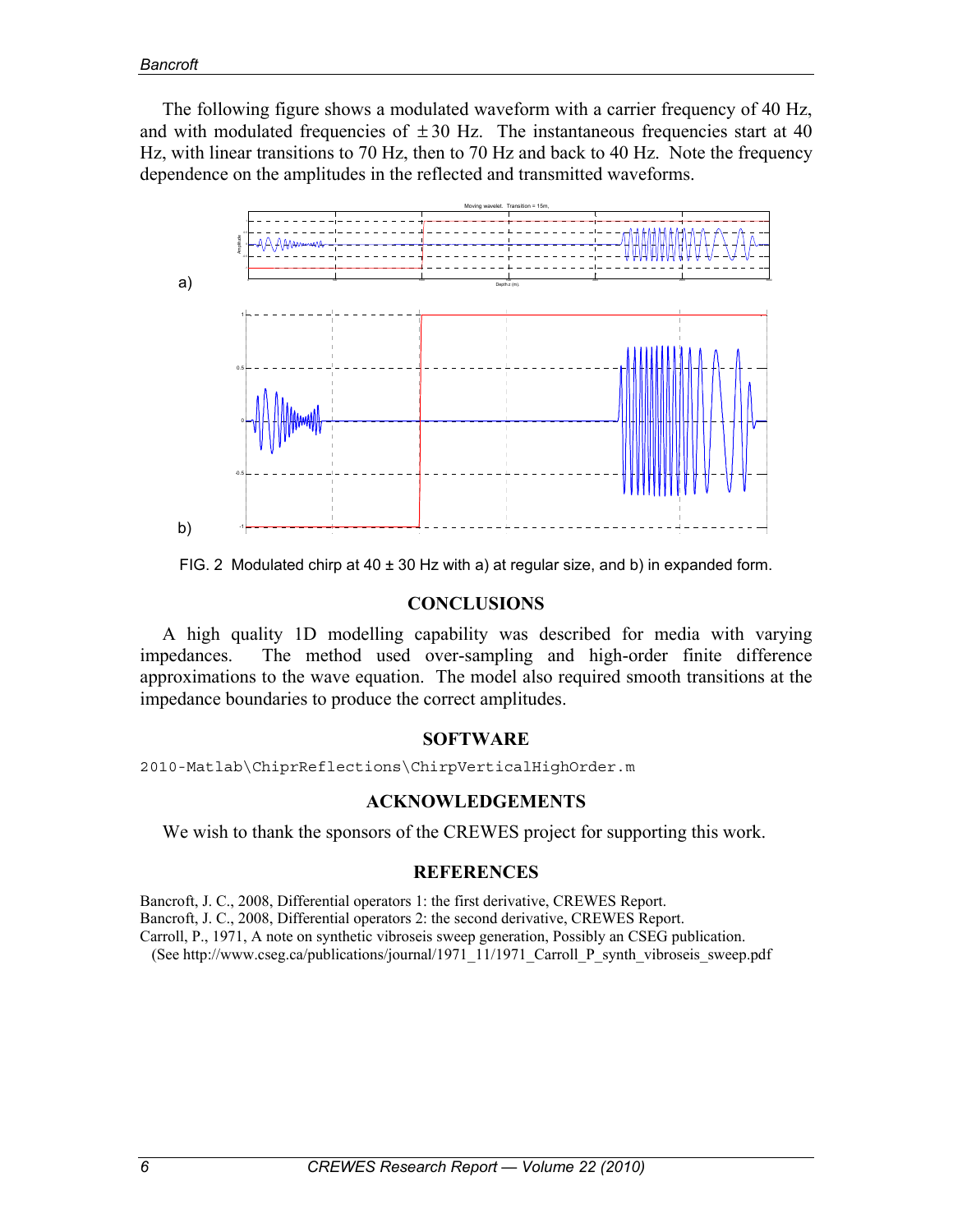The following figure shows a modulated waveform with a carrier frequency of 40 Hz, and with modulated frequencies of $\pm 30$ Hz. The instantaneous frequencies start at 40 Hz, with linear transitions to 70 Hz, then to 70 Hz and back to 40 Hz. Note the frequency dependence on the amplitudes in the reflected and transmitted waveforms.

FIG. 2 Modulated chirp at 40 ± 30 Hz with a) at regular size, and b) in expanded form.

## CONCLUSIONS

A high quality 1D modelling capability was described for media with varying impedances. The method used over-sampling and high-order finite difference approximations to the wave equation. The model also required smooth transitions at the impedance boundaries to produce the correct amplitudes.

## SOFTWARE

```
2010-Matlab\ChiprReflections\ChirpVerticalHighOrder.m
```

## ACKNOWLEDGEMENTS

We wish to thank the sponsors of the CREWES project for supporting this work.

## REFERENCES

Bancroft, J. C., 2008, Differential operators 1: the first derivative, CREWES Report.

Bancroft, J. C., 2008, Differential operators 2: the second derivative, CREWES Report.

Carroll, P., 1971, A note on synthetic vibroseis sweep generation, Possibly an CSEG publication. (See http://www.cseg.ca/publications/journal/1971_11/1971_Carroll_P_synth_vibroseis_sweep.pdf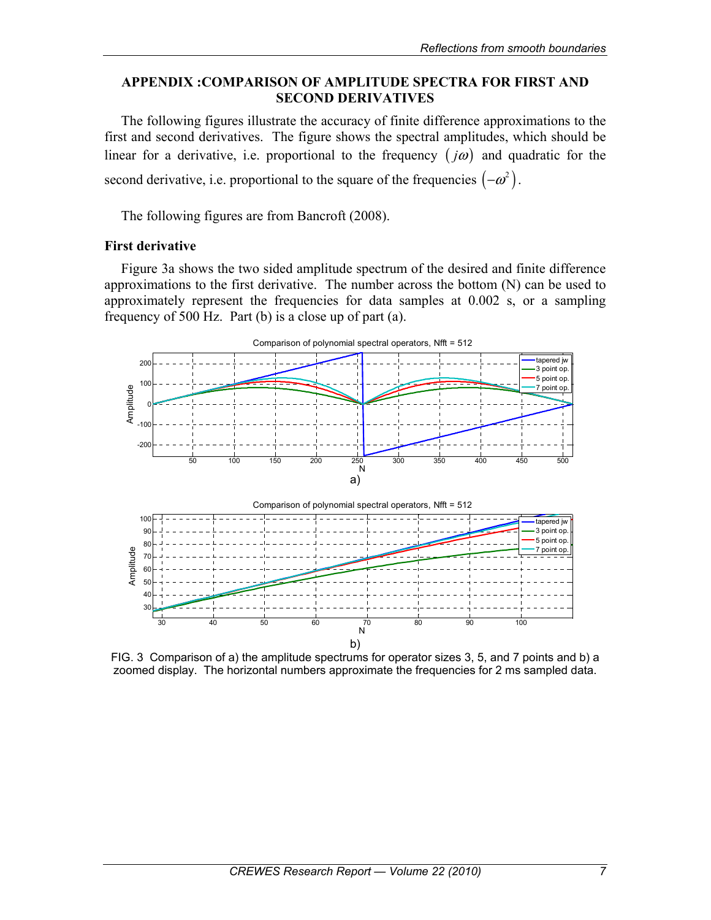## APPENDIX :COMPARISON OF AMPLITUDE SPECTRA FOR FIRST AND SECOND DERIVATIVES

The following figures illustrate the accuracy of finite difference approximations to the first and second derivatives. The figure shows the spectral amplitudes, which should be linear for a derivative, i.e. proportional to the frequency $(j\omega)$ and quadratic for the second derivative, i.e. proportional to the square of the frequencies $(-\omega^2)$.

The following figures are from Bancroft (2008).

### First derivative

Figure 3a shows the two sided amplitude spectrum of the desired and finite difference approximations to the first derivative. The number across the bottom (N) can be used to approximately represent the frequencies for data samples at 0.002 s, or a sampling frequency of 500 Hz. Part (b) is a close up of part (a).

FIG. 3 Comparison of a) the amplitude spectrums for operator sizes 3, 5, and 7 points and b) a zoomed display. The horizontal numbers approximate the frequencies for 2 ms sampled data.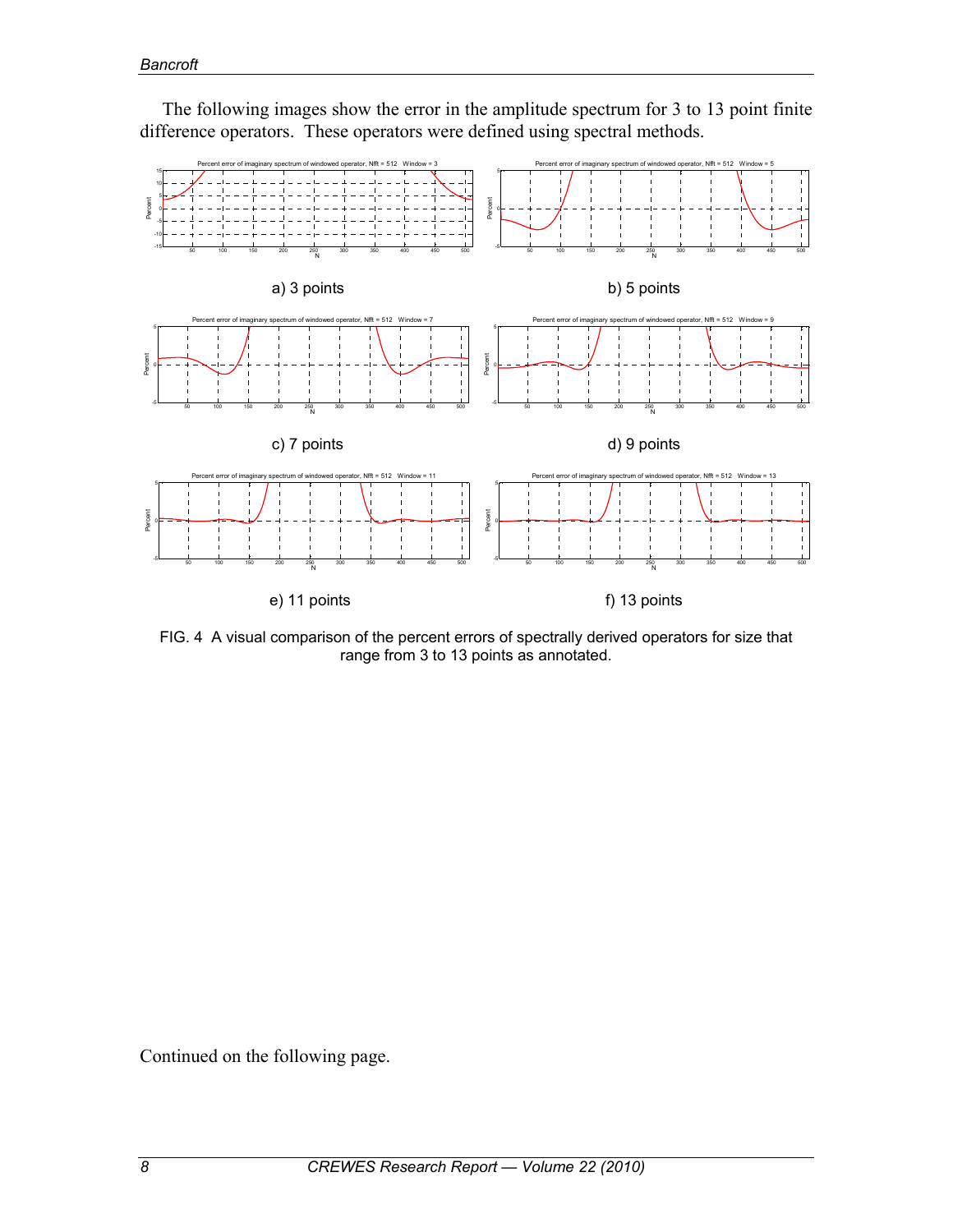The following images show the error in the amplitude spectrum for 3 to 13 point finite difference operators. These operators were defined using spectral methods.

a) 3 points

b) 5 points

c) 7 points

d) 9 points

e) 11 points

f) 13 points

FIG. 4 A visual comparison of the percent errors of spectrally derived operators for size that range from 3 to 13 points as annotated.

Continued on the following page.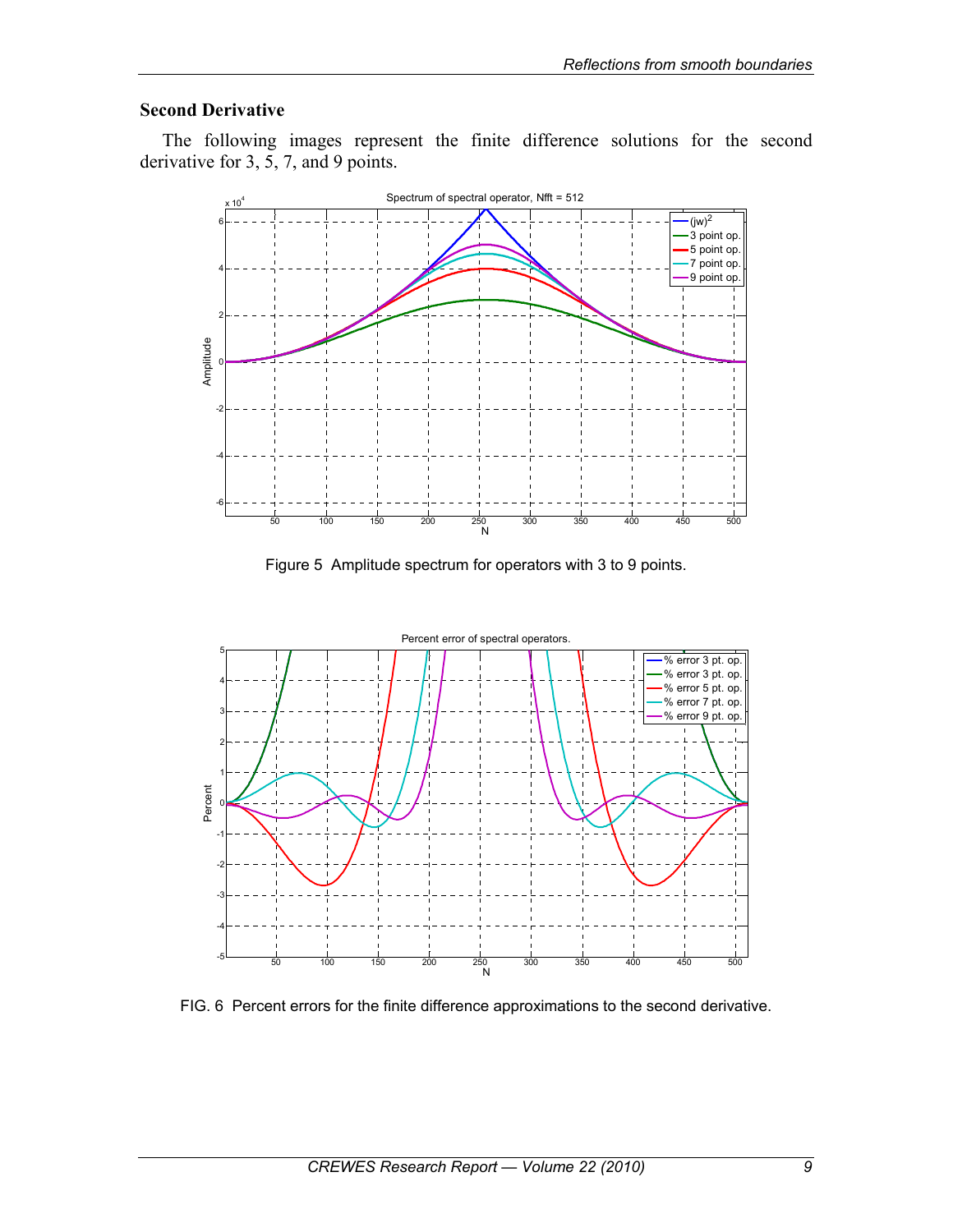## Second Derivative

The following images represent the finite difference solutions for the second derivative for 3, 5, 7, and 9 points.

Spectrum of spectral operator, Nfft = 512

x 10^4

Amplitude

N

$(jw)^2$
3 point op.
5 point op.
7 point op.
9 point op.

6
4
2
0
-2
-4
-6

50 100 150 200 250 300 350 400 450 500

Figure 5 Amplitude spectrum for operators with 3 to 9 points.

Percent error of spectral operators.

Percent

N

% error 3 pt. op.
% error 3 pt. op.
% error 5 pt. op.
% error 7 pt. op.
% error 9 pt. op.

5
4
3
2
1
0
-1
-2
-3
-4
-5

50 100 150 200 250 300 350 400 450 500

FIG. 6 Percent errors for the finite difference approximations to the second derivative.